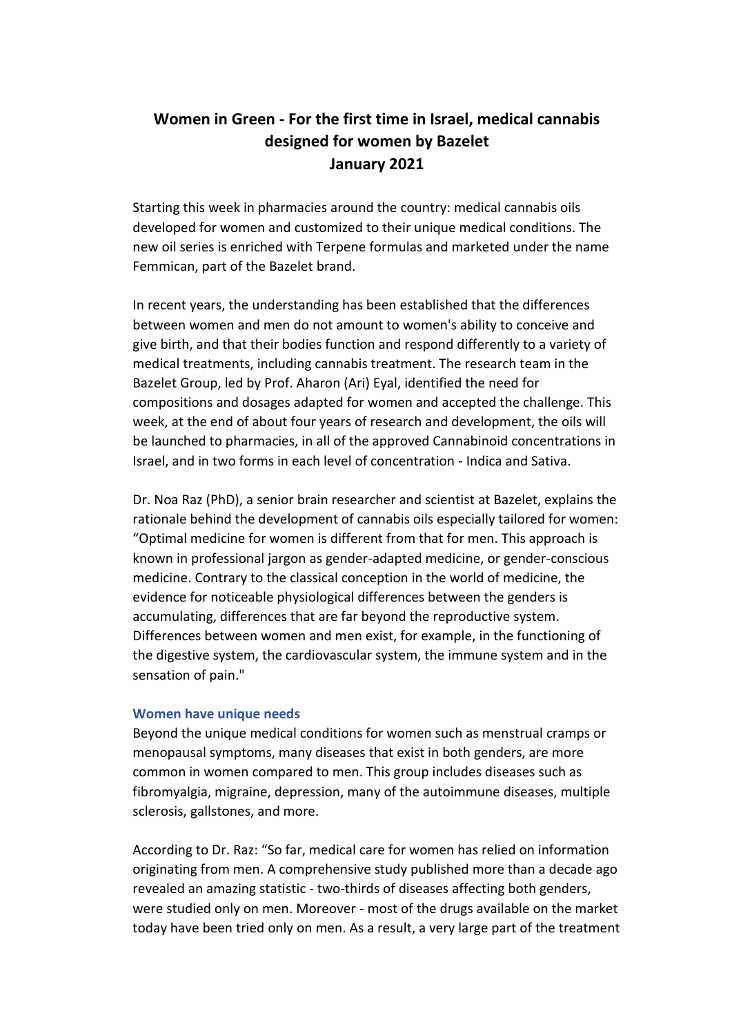# Women in Green - For the first time in Israel, medical cannabis designed for women by Bazelet
## January 2021

Starting this week in pharmacies around the country: medical cannabis oils developed for women and customized to their unique medical conditions. The new oil series is enriched with Terpene formulas and marketed under the name Femmican, part of the Bazelet brand.

In recent years, the understanding has been established that the differences between women and men do not amount to women's ability to conceive and give birth, and that their bodies function and respond differently to a variety of medical treatments, including cannabis treatment. The research team in the Bazelet Group, led by Prof. Aharon (Ari) Eyal, identified the need for compositions and dosages adapted for women and accepted the challenge. This week, at the end of about four years of research and development, the oils will be launched to pharmacies, in all of the approved Cannabinoid concentrations in Israel, and in two forms in each level of concentration - Indica and Sativa.

Dr. Noa Raz (PhD), a senior brain researcher and scientist at Bazelet, explains the rationale behind the development of cannabis oils especially tailored for women: "Optimal medicine for women is different from that for men. This approach is known in professional jargon as gender-adapted medicine, or gender-conscious medicine. Contrary to the classical conception in the world of medicine, the evidence for noticeable physiological differences between the genders is accumulating, differences that are far beyond the reproductive system. Differences between women and men exist, for example, in the functioning of the digestive system, the cardiovascular system, the immune system and in the sensation of pain."

### Women have unique needs

Beyond the unique medical conditions for women such as menstrual cramps or menopausal symptoms, many diseases that exist in both genders, are more common in women compared to men. This group includes diseases such as fibromyalgia, migraine, depression, many of the autoimmune diseases, multiple sclerosis, gallstones, and more.

According to Dr. Raz: "So far, medical care for women has relied on information originating from men. A comprehensive study published more than a decade ago revealed an amazing statistic - two-thirds of diseases affecting both genders, were studied only on men. Moreover - most of the drugs available on the market today have been tried only on men. As a result, a very large part of the treatment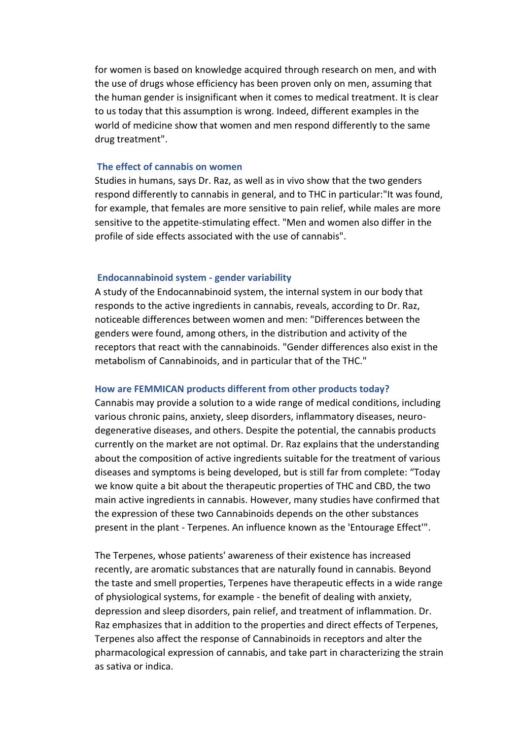for women is based on knowledge acquired through research on men, and with the use of drugs whose efficiency has been proven only on men, assuming that the human gender is insignificant when it comes to medical treatment. It is clear to us today that this assumption is wrong. Indeed, different examples in the world of medicine show that women and men respond differently to the same drug treatment".

### The effect of cannabis on women

Studies in humans, says Dr. Raz, as well as in vivo show that the two genders respond differently to cannabis in general, and to THC in particular:"It was found, for example, that females are more sensitive to pain relief, while males are more sensitive to the appetite-stimulating effect. "Men and women also differ in the profile of side effects associated with the use of cannabis".

### Endocannabinoid system - gender variability

A study of the Endocannabinoid system, the internal system in our body that responds to the active ingredients in cannabis, reveals, according to Dr. Raz, noticeable differences between women and men: "Differences between the genders were found, among others, in the distribution and activity of the receptors that react with the cannabinoids. "Gender differences also exist in the metabolism of Cannabinoids, and in particular that of the THC."

### How are FEMMICAN products different from other products today?

Cannabis may provide a solution to a wide range of medical conditions, including various chronic pains, anxiety, sleep disorders, inflammatory diseases, neuro-degenerative diseases, and others. Despite the potential, the cannabis products currently on the market are not optimal. Dr. Raz explains that the understanding about the composition of active ingredients suitable for the treatment of various diseases and symptoms is being developed, but is still far from complete: "Today we know quite a bit about the therapeutic properties of THC and CBD, the two main active ingredients in cannabis. However, many studies have confirmed that the expression of these two Cannabinoids depends on the other substances present in the plant - Terpenes. An influence known as the 'Entourage Effect'".

The Terpenes, whose patients' awareness of their existence has increased recently, are aromatic substances that are naturally found in cannabis. Beyond the taste and smell properties, Terpenes have therapeutic effects in a wide range of physiological systems, for example - the benefit of dealing with anxiety, depression and sleep disorders, pain relief, and treatment of inflammation. Dr. Raz emphasizes that in addition to the properties and direct effects of Terpenes, Terpenes also affect the response of Cannabinoids in receptors and alter the pharmacological expression of cannabis, and take part in characterizing the strain as sativa or indica.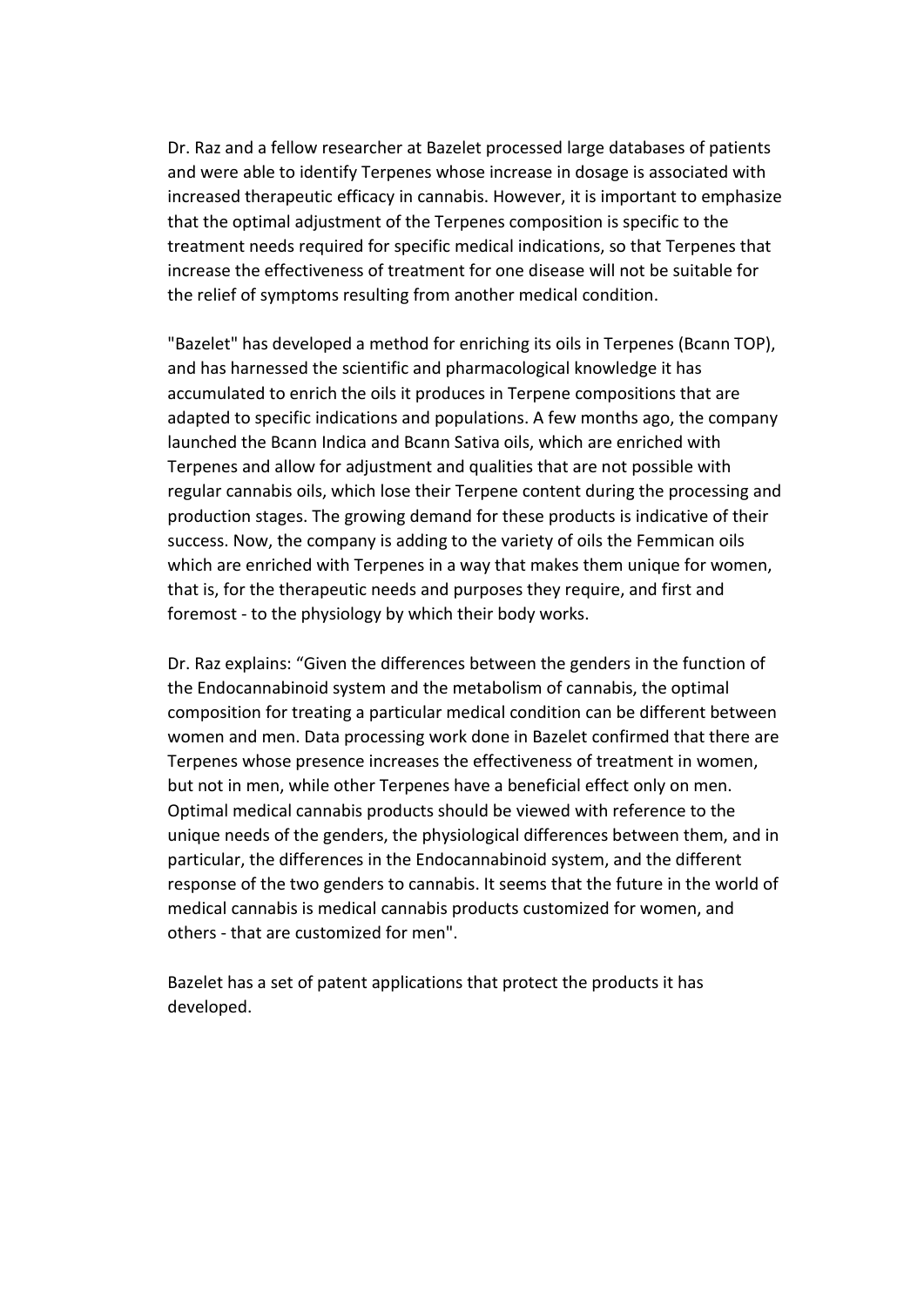Dr. Raz and a fellow researcher at Bazelet processed large databases of patients and were able to identify Terpenes whose increase in dosage is associated with increased therapeutic efficacy in cannabis. However, it is important to emphasize that the optimal adjustment of the Terpenes composition is specific to the treatment needs required for specific medical indications, so that Terpenes that increase the effectiveness of treatment for one disease will not be suitable for the relief of symptoms resulting from another medical condition.

"Bazelet" has developed a method for enriching its oils in Terpenes (Bcann TOP), and has harnessed the scientific and pharmacological knowledge it has accumulated to enrich the oils it produces in Terpene compositions that are adapted to specific indications and populations. A few months ago, the company launched the Bcann Indica and Bcann Sativa oils, which are enriched with Terpenes and allow for adjustment and qualities that are not possible with regular cannabis oils, which lose their Terpene content during the processing and production stages. The growing demand for these products is indicative of their success. Now, the company is adding to the variety of oils the Femmican oils which are enriched with Terpenes in a way that makes them unique for women, that is, for the therapeutic needs and purposes they require, and first and foremost - to the physiology by which their body works.

Dr. Raz explains: "Given the differences between the genders in the function of the Endocannabinoid system and the metabolism of cannabis, the optimal composition for treating a particular medical condition can be different between women and men. Data processing work done in Bazelet confirmed that there are Terpenes whose presence increases the effectiveness of treatment in women, but not in men, while other Terpenes have a beneficial effect only on men. Optimal medical cannabis products should be viewed with reference to the unique needs of the genders, the physiological differences between them, and in particular, the differences in the Endocannabinoid system, and the different response of the two genders to cannabis. It seems that the future in the world of medical cannabis is medical cannabis products customized for women, and others - that are customized for men".

Bazelet has a set of patent applications that protect the products it has developed.